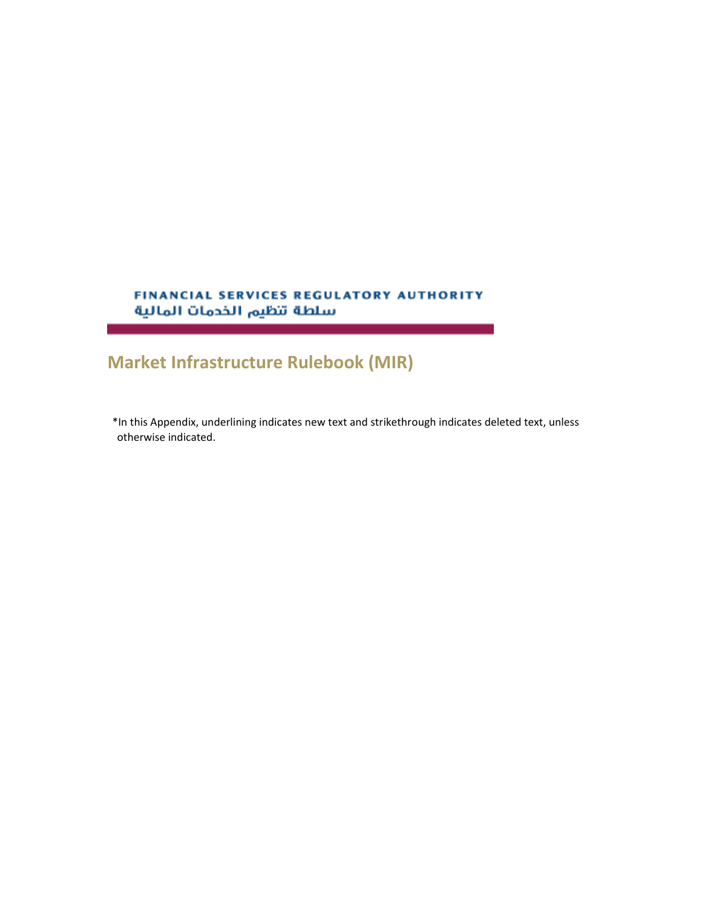FINANCIAL SERVICES REGULATORY AUTHORITY

سلطة تنظيم الخدمات المالية

# Market Infrastructure Rulebook (MIR)

*In this Appendix, underlining indicates new text and strikethrough indicates deleted text, unless otherwise indicated.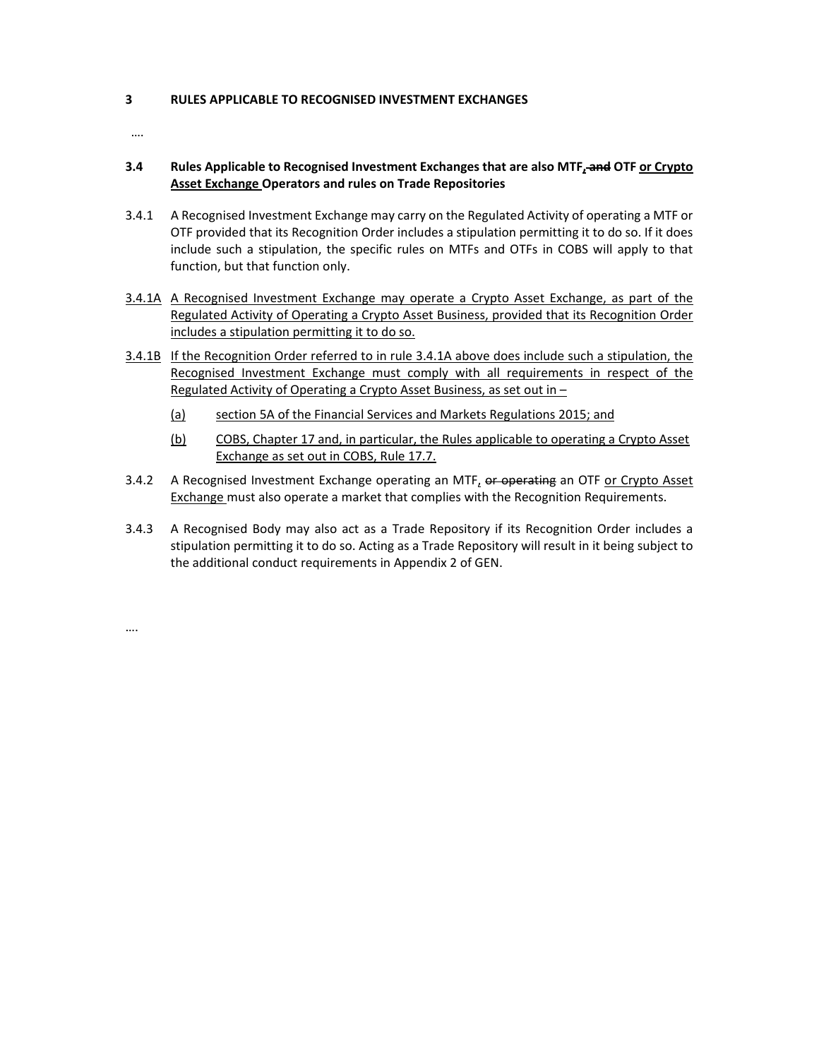**3 RULES APPLICABLE TO RECOGNISED INVESTMENT EXCHANGES**

….

### 3.4 Rules Applicable to Recognised Investment Exchanges that are also MTF, ~~and~~ OTF <u>or Crypto Asset Exchange</u> Operators and rules on Trade Repositories

3.4.1 A Recognised Investment Exchange may carry on the Regulated Activity of operating a MTF or OTF provided that its Recognition Order includes a stipulation permitting it to do so. If it does include such a stipulation, the specific rules on MTFs and OTFs in COBS will apply to that function, but that function only.

<u>3.4.1A A Recognised Investment Exchange may operate a Crypto Asset Exchange, as part of the Regulated Activity of Operating a Crypto Asset Business, provided that its Recognition Order includes a stipulation permitting it to do so.</u>

<u>3.4.1B If the Recognition Order referred to in rule 3.4.1A above does include such a stipulation, the Recognised Investment Exchange must comply with all requirements in respect of the Regulated Activity of Operating a Crypto Asset Business, as set out in –</u>

<u>(a) section 5A of the Financial Services and Markets Regulations 2015; and</u>

<u>(b) COBS, Chapter 17 and, in particular, the Rules applicable to operating a Crypto Asset Exchange as set out in COBS, Rule 17.7.</u>

3.4.2 A Recognised Investment Exchange operating an MTF, ~~or operating~~ an OTF <u>or Crypto Asset Exchange</u> must also operate a market that complies with the Recognition Requirements.

3.4.3 A Recognised Body may also act as a Trade Repository if its Recognition Order includes a stipulation permitting it to do so. Acting as a Trade Repository will result in it being subject to the additional conduct requirements in Appendix 2 of GEN.

….